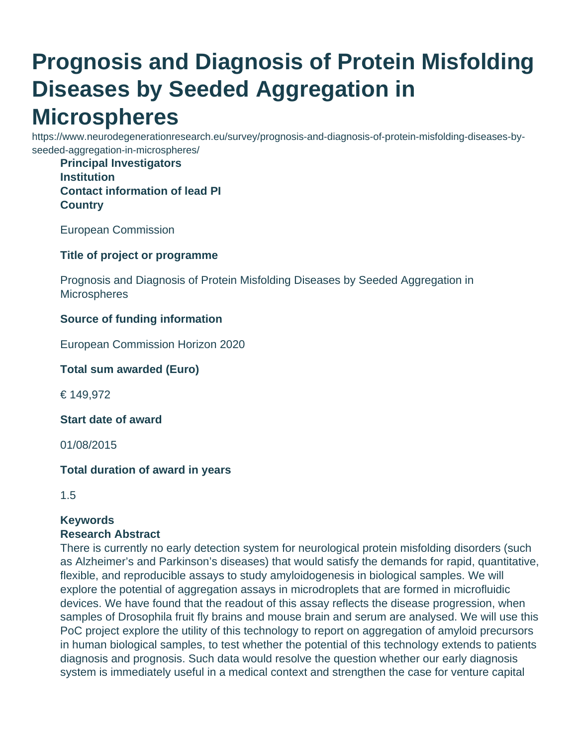# Prognosis and Diagnosis of Protein Misfolding Diseases by Seeded Aggregation in Microspheres

https://www.neurodegenerationresearch.eu/survey/prognosis-and-diagnosis-of-protein-misfolding-diseases-by-seeded-aggregation-in-microspheres/

**Principal Investigators**

**Institution**

**Contact information of lead PI**

**Country**

European Commission

**Title of project or programme**

Prognosis and Diagnosis of Protein Misfolding Diseases by Seeded Aggregation in Microspheres

**Source of funding information**

European Commission Horizon 2020

**Total sum awarded (Euro)**

€ 149,972

**Start date of award**

01/08/2015

**Total duration of award in years**

1.5

**Keywords**

**Research Abstract**

There is currently no early detection system for neurological protein misfolding disorders (such as Alzheimer's and Parkinson's diseases) that would satisfy the demands for rapid, quantitative, flexible, and reproducible assays to study amyloidogenesis in biological samples. We will explore the potential of aggregation assays in microdroplets that are formed in microfluidic devices. We have found that the readout of this assay reflects the disease progression, when samples of Drosophila fruit fly brains and mouse brain and serum are analysed. We will use this PoC project explore the utility of this technology to report on aggregation of amyloid precursors in human biological samples, to test whether the potential of this technology extends to patients diagnosis and prognosis. Such data would resolve the question whether our early diagnosis system is immediately useful in a medical context and strengthen the case for venture capital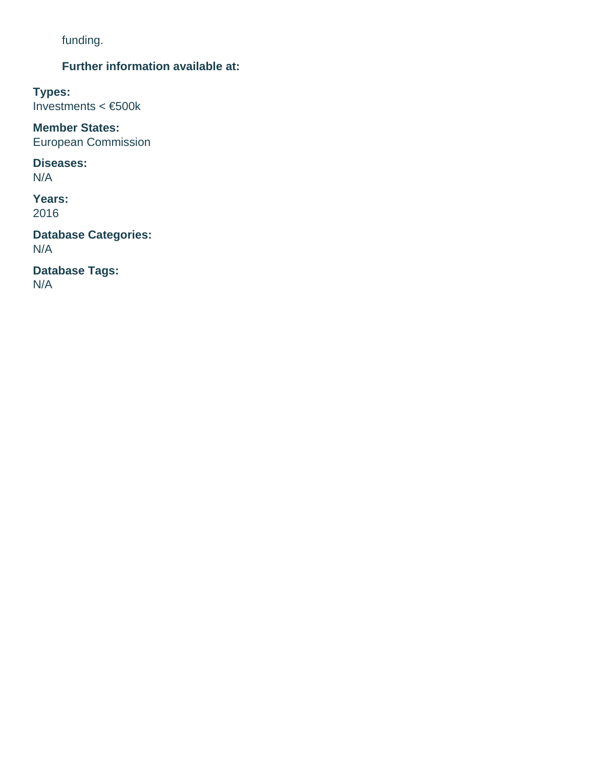funding.

**Further information available at:**

**Types:**
Investments < €500k

**Member States:**
European Commission

**Diseases:**
N/A

**Years:**
2016

**Database Categories:**
N/A

**Database Tags:**
N/A